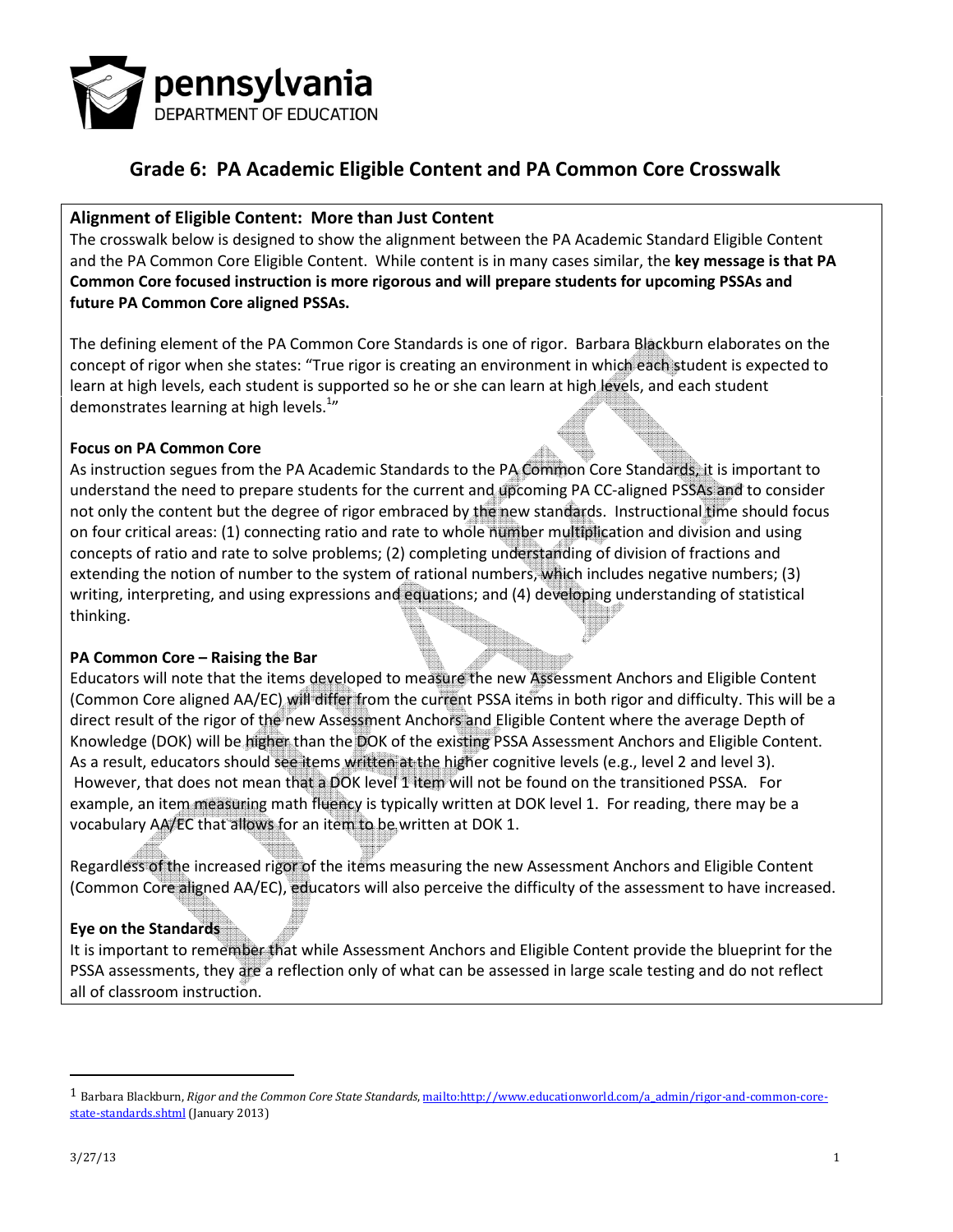# Grade 6: PA Academic Eligible Content and PA Common Core Crosswalk

**Alignment of Eligible Content: More than Just Content**

The crosswalk below is designed to show the alignment between the PA Academic Standard Eligible Content and the PA Common Core Eligible Content. While content is in many cases similar, the **key message is that PA Common Core focused instruction is more rigorous and will prepare students for upcoming PSSAs and future PA Common Core aligned PSSAs.**

The defining element of the PA Common Core Standards is one of rigor. Barbara Blackburn elaborates on the concept of rigor when she states: "True rigor is creating an environment in which each student is expected to learn at high levels, each student is supported so he or she can learn at high levels, and each student demonstrates learning at high levels.[1]"

**Focus on PA Common Core**

As instruction segues from the PA Academic Standards to the PA Common Core Standards, it is important to understand the need to prepare students for the current and upcoming PA CC-aligned PSSAs and to consider not only the content but the degree of rigor embraced by the new standards. Instructional time should focus on four critical areas: (1) connecting ratio and rate to whole number multiplication and division and using concepts of ratio and rate to solve problems; (2) completing understanding of division of fractions and extending the notion of number to the system of rational numbers, which includes negative numbers; (3) writing, interpreting, and using expressions and equations; and (4) developing understanding of statistical thinking.

**PA Common Core – Raising the Bar**

Educators will note that the items developed to measure the new Assessment Anchors and Eligible Content (Common Core aligned AA/EC) will differ from the current PSSA items in both rigor and difficulty. This will be a direct result of the rigor of the new Assessment Anchors and Eligible Content where the average Depth of Knowledge (DOK) will be higher than the DOK of the existing PSSA Assessment Anchors and Eligible Content. As a result, educators should see items written at the higher cognitive levels (e.g., level 2 and level 3). However, that does not mean that a DOK level 1 item will not be found on the transitioned PSSA. For example, an item measuring math fluency is typically written at DOK level 1. For reading, there may be a vocabulary AA/EC that allows for an item to be written at DOK 1.

Regardless of the increased rigor of the items measuring the new Assessment Anchors and Eligible Content (Common Core aligned AA/EC), educators will also perceive the difficulty of the assessment to have increased.

**Eye on the Standards**

It is important to remember that while Assessment Anchors and Eligible Content provide the blueprint for the PSSA assessments, they are a reflection only of what can be assessed in large scale testing and do not reflect all of classroom instruction.

---

[1] Barbara Blackburn, *Rigor and the Common Core State Standards*, mailto:http://www.educationworld.com/a_admin/rigor-and-common-core-state-standards.shtml (January 2013)

3/27/13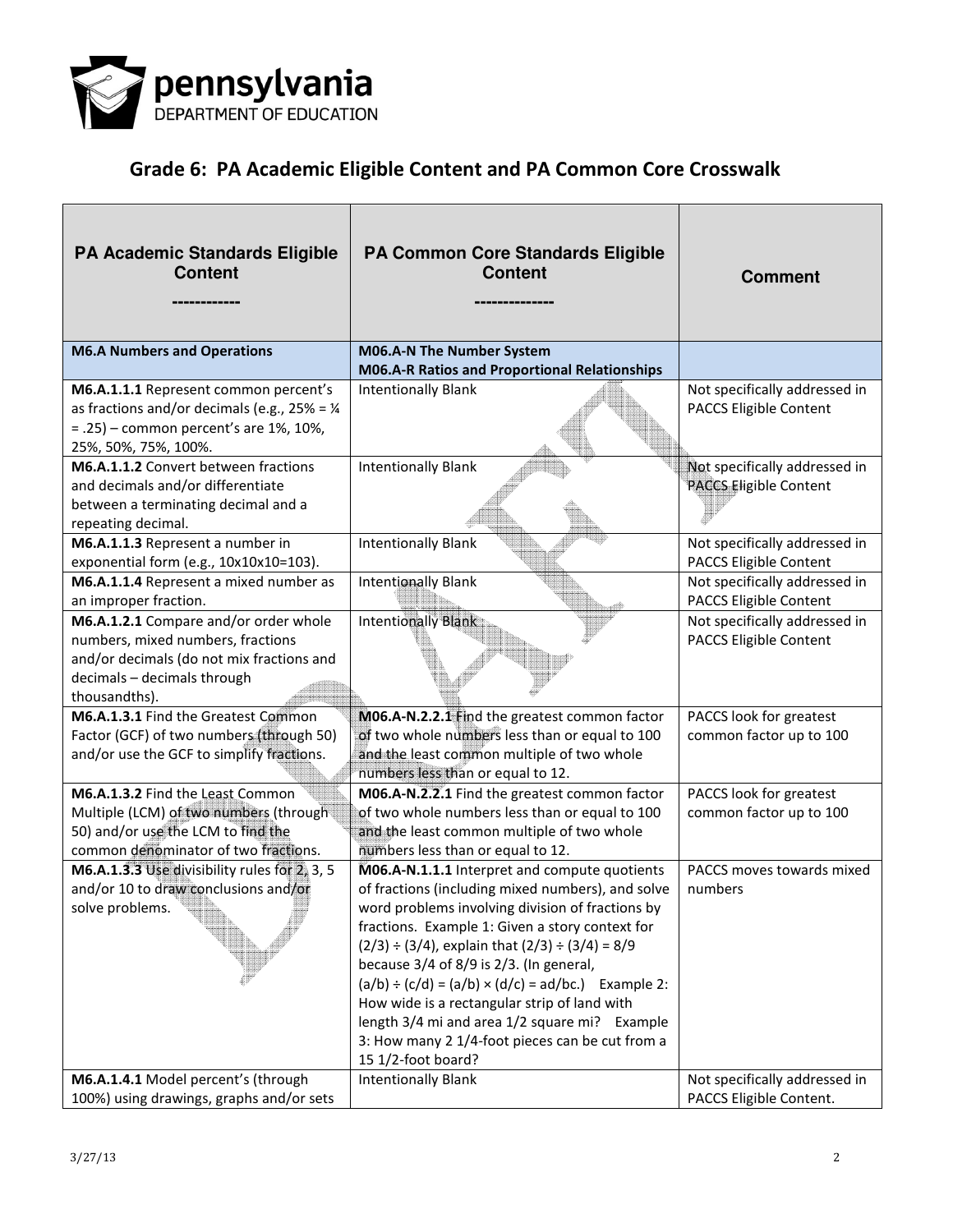## Grade 6: PA Academic Eligible Content and PA Common Core Crosswalk

| PA Academic Standards Eligible Content<br>----------- | PA Common Core Standards Eligible Content<br>------------- | Comment |
|---|---|---|
| **M6.A Numbers and Operations** | **M06.A-N The Number System**<br>**M06.A-R Ratios and Proportional Relationships** | |
| **M6.A.1.1.1** Represent common percent's as fractions and/or decimals (e.g., 25% = ¼ = .25) – common percent's are 1%, 10%, 25%, 50%, 75%, 100%. | Intentionally Blank | Not specifically addressed in PACCS Eligible Content |
| **M6.A.1.1.2** Convert between fractions and decimals and/or differentiate between a terminating decimal and a repeating decimal. | Intentionally Blank | Not specifically addressed in PACCS Eligible Content |
| **M6.A.1.1.3** Represent a number in exponential form (e.g., 10x10x10=103). | Intentionally Blank | Not specifically addressed in PACCS Eligible Content |
| **M6.A.1.1.4** Represent a mixed number as an improper fraction. | Intentionally Blank | Not specifically addressed in PACCS Eligible Content |
| **M6.A.1.2.1** Compare and/or order whole numbers, mixed numbers, fractions and/or decimals (do not mix fractions and decimals – decimals through thousandths). | Intentionally Blank | Not specifically addressed in PACCS Eligible Content |
| **M6.A.1.3.1** Find the Greatest Common Factor (GCF) of two numbers (through 50) and/or use the GCF to simplify fractions. | **M06.A-N.2.2.1** Find the greatest common factor of two whole numbers less than or equal to 100 and the least common multiple of two whole numbers less than or equal to 12. | PACCS look for greatest common factor up to 100 |
| **M6.A.1.3.2** Find the Least Common Multiple (LCM) of two numbers (through 50) and/or use the LCM to find the common denominator of two fractions. | **M06.A-N.2.2.1** Find the greatest common factor of two whole numbers less than or equal to 100 and the least common multiple of two whole numbers less than or equal to 12. | PACCS look for greatest common factor up to 100 |
| **M6.A.1.3.3** Use divisibility rules for 2, 3, 5 and/or 10 to draw conclusions and/or solve problems. | **M06.A-N.1.1.1** Interpret and compute quotients of fractions (including mixed numbers), and solve word problems involving division of fractions by fractions. Example 1: Given a story context for $(2/3) \div (3/4)$, explain that $(2/3) \div (3/4) = 8/9$ because 3/4 of 8/9 is 2/3. (In general, $(a/b) \div (c/d) = (a/b) \times (d/c) = ad/bc$.) Example 2: How wide is a rectangular strip of land with length 3/4 mi and area 1/2 square mi? Example 3: How many 2 1/4-foot pieces can be cut from a 15 1/2-foot board? | PACCS moves towards mixed numbers |
| **M6.A.1.4.1** Model percent's (through 100%) using drawings, graphs and/or sets | Intentionally Blank | Not specifically addressed in PACCS Eligible Content. |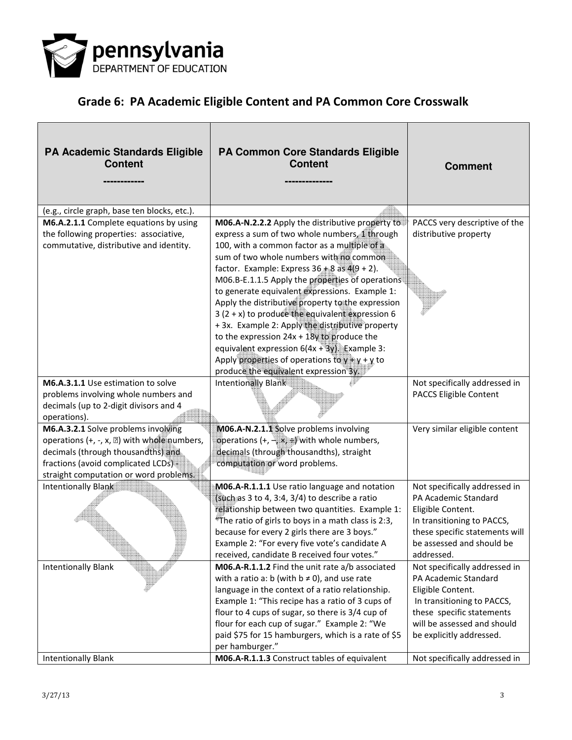## Grade 6: PA Academic Eligible Content and PA Common Core Crosswalk

| PA Academic Standards Eligible Content<br>----------- | PA Common Core Standards Eligible Content<br>------------- | Comment |
|---|---|---|
| (e.g., circle graph, base ten blocks, etc.). | | |
| **M6.A.2.1.1** Complete equations by using the following properties: associative, commutative, distributive and identity. | **M06.A-N.2.2.2** Apply the distributive property to express a sum of two whole numbers, 1 through 100, with a common factor as a multiple of a sum of two whole numbers with no common factor. Example: Express 36 + 8 as 4(9 + 2).<br>M06.B-E.1.1.5 Apply the properties of operations to generate equivalent expressions. Example 1: Apply the distributive property to the expression 3 (2 + x) to produce the equivalent expression 6 + 3x. Example 2: Apply the distributive property to the expression 24x + 18y to produce the equivalent expression 6(4x + 3y). Example 3: Apply properties of operations to y + y + y to produce the equivalent expression 3y. | PACCS very descriptive of the distributive property |
| **M6.A.3.1.1** Use estimation to solve problems involving whole numbers and decimals (up to 2-digit divisors and 4 operations). | Intentionally Blank | Not specifically addressed in PACCS Eligible Content |
| **M6.A.3.2.1** Solve problems involving operations (+, -, x, ÷) with whole numbers, decimals (through thousandths) and fractions (avoid complicated LCDs) - straight computation or word problems. | **M06.A-N.2.1.1** Solve problems involving operations (+, –, ×, ÷) with whole numbers, decimals (through thousandths), straight computation or word problems. | Very similar eligible content |
| Intentionally Blank | **M06.A-R.1.1.1** Use ratio language and notation (such as 3 to 4, 3:4, 3/4) to describe a ratio relationship between two quantities. Example 1: "The ratio of girls to boys in a math class is 2:3, because for every 2 girls there are 3 boys." Example 2: "For every five vote's candidate A received, candidate B received four votes." | Not specifically addressed in PA Academic Standard Eligible Content.<br>In transitioning to PACCS, these specific statements will be assessed and should be addressed. |
| Intentionally Blank | **M06.A-R.1.1.2** Find the unit rate a/b associated with a ratio a: b (with b ≠ 0), and use rate language in the context of a ratio relationship. Example 1: "This recipe has a ratio of 3 cups of flour to 4 cups of sugar, so there is 3/4 cup of flour for each cup of sugar." Example 2: "We paid $75 for 15 hamburgers, which is a rate of $5 per hamburger." | Not specifically addressed in PA Academic Standard Eligible Content.<br>In transitioning to PACCS, these specific statements will be assessed and should be explicitly addressed. |
| Intentionally Blank | **M06.A-R.1.1.3** Construct tables of equivalent | Not specifically addressed in |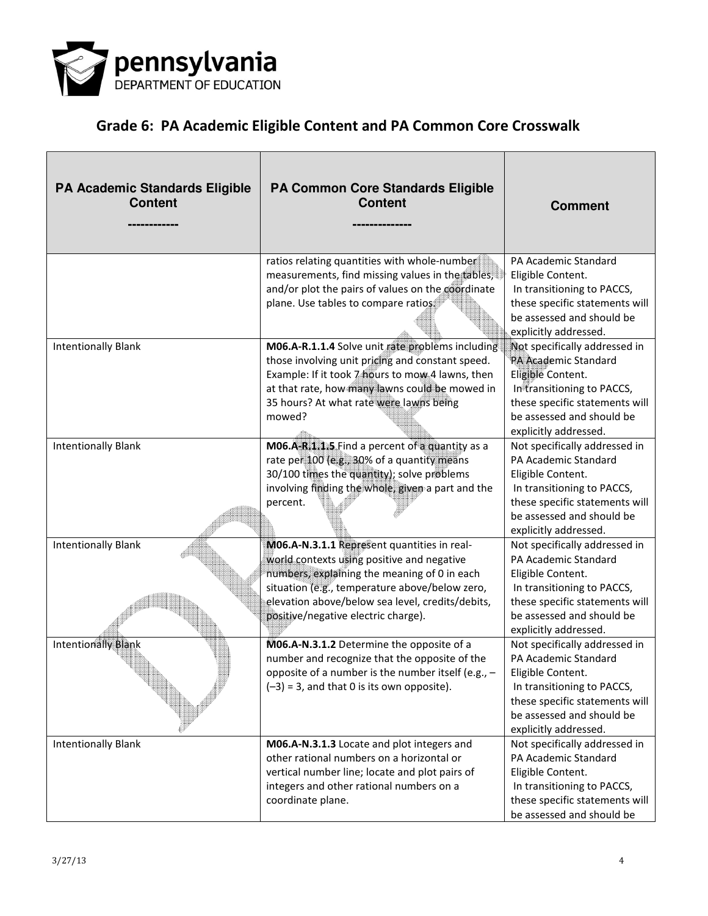## Grade 6: PA Academic Eligible Content and PA Common Core Crosswalk

| PA Academic Standards Eligible Content ----------- | PA Common Core Standards Eligible Content ------------- | Comment |
|---|---|---|
| | ratios relating quantities with whole-number measurements, find missing values in the tables, and/or plot the pairs of values on the coordinate plane. Use tables to compare ratios. | PA Academic Standard Eligible Content. In transitioning to PACCS, these specific statements will be assessed and should be explicitly addressed. |
| Intentionally Blank | **M06.A-R.1.1.4** Solve unit rate problems including those involving unit pricing and constant speed. Example: If it took 7 hours to mow 4 lawns, then at that rate, how many lawns could be mowed in 35 hours? At what rate were lawns being mowed? | Not specifically addressed in PA Academic Standard Eligible Content. In transitioning to PACCS, these specific statements will be assessed and should be explicitly addressed. |
| Intentionally Blank | **M06.A-R.1.1.5** Find a percent of a quantity as a rate per 100 (e.g., 30% of a quantity means 30/100 times the quantity); solve problems involving finding the whole, given a part and the percent. | Not specifically addressed in PA Academic Standard Eligible Content. In transitioning to PACCS, these specific statements will be assessed and should be explicitly addressed. |
| Intentionally Blank | **M06.A-N.3.1.1** Represent quantities in real-world contexts using positive and negative numbers, explaining the meaning of 0 in each situation (e.g., temperature above/below zero, elevation above/below sea level, credits/debits, positive/negative electric charge). | Not specifically addressed in PA Academic Standard Eligible Content. In transitioning to PACCS, these specific statements will be assessed and should be explicitly addressed. |
| Intentionally Blank | **M06.A-N.3.1.2** Determine the opposite of a number and recognize that the opposite of the opposite of a number is the number itself (e.g., –(–3) = 3, and that 0 is its own opposite). | Not specifically addressed in PA Academic Standard Eligible Content. In transitioning to PACCS, these specific statements will be assessed and should be explicitly addressed. |
| Intentionally Blank | **M06.A-N.3.1.3** Locate and plot integers and other rational numbers on a horizontal or vertical number line; locate and plot pairs of integers and other rational numbers on a coordinate plane. | Not specifically addressed in PA Academic Standard Eligible Content. In transitioning to PACCS, these specific statements will be assessed and should be |

3/27/13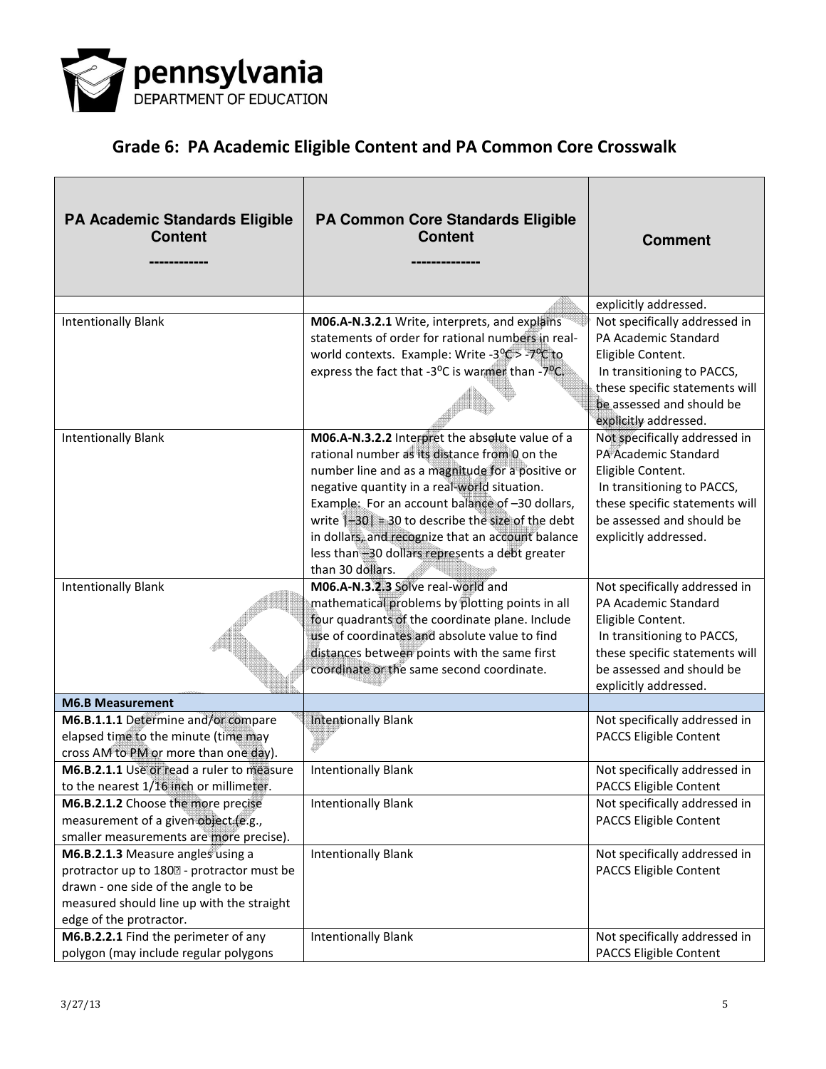## Grade 6: PA Academic Eligible Content and PA Common Core Crosswalk

| PA Academic Standards Eligible Content ----------- | PA Common Core Standards Eligible Content ------------- | Comment |
|---|---|---|
| | | explicitly addressed. |
| Intentionally Blank | **M06.A-N.3.2.1** Write, interprets, and explains statements of order for rational numbers in real-world contexts. Example: Write -3ºC > -7ºC to express the fact that -3ºC is warmer than -7ºC. | Not specifically addressed in PA Academic Standard Eligible Content. In transitioning to PACCS, these specific statements will be assessed and should be explicitly addressed. |
| Intentionally Blank | **M06.A-N.3.2.2** Interpret the absolute value of a rational number as its distance from 0 on the number line and as a magnitude for a positive or negative quantity in a real-world situation. Example: For an account balance of –30 dollars, write \|–30\| = 30 to describe the size of the debt in dollars, and recognize that an account balance less than –30 dollars represents a debt greater than 30 dollars. | Not specifically addressed in PA Academic Standard Eligible Content. In transitioning to PACCS, these specific statements will be assessed and should be explicitly addressed. |
| Intentionally Blank | **M06.A-N.3.2.3** Solve real-world and mathematical problems by plotting points in all four quadrants of the coordinate plane. Include use of coordinates and absolute value to find distances between points with the same first coordinate or the same second coordinate. | Not specifically addressed in PA Academic Standard Eligible Content. In transitioning to PACCS, these specific statements will be assessed and should be explicitly addressed. |
| **M6.B Measurement** | | |
| **M6.B.1.1.1** Determine and/or compare elapsed time to the minute (time may cross AM to PM or more than one day). | Intentionally Blank | Not specifically addressed in PACCS Eligible Content |
| **M6.B.2.1.1** Use or read a ruler to measure to the nearest 1/16 inch or millimeter. | Intentionally Blank | Not specifically addressed in PACCS Eligible Content |
| **M6.B.2.1.2** Choose the more precise measurement of a given object (e.g., smaller measurements are more precise). | Intentionally Blank | Not specifically addressed in PACCS Eligible Content |
| **M6.B.2.1.3** Measure angles using a protractor up to 180� - protractor must be drawn - one side of the angle to be measured should line up with the straight edge of the protractor. | Intentionally Blank | Not specifically addressed in PACCS Eligible Content |
| **M6.B.2.2.1** Find the perimeter of any polygon (may include regular polygons | Intentionally Blank | Not specifically addressed in PACCS Eligible Content |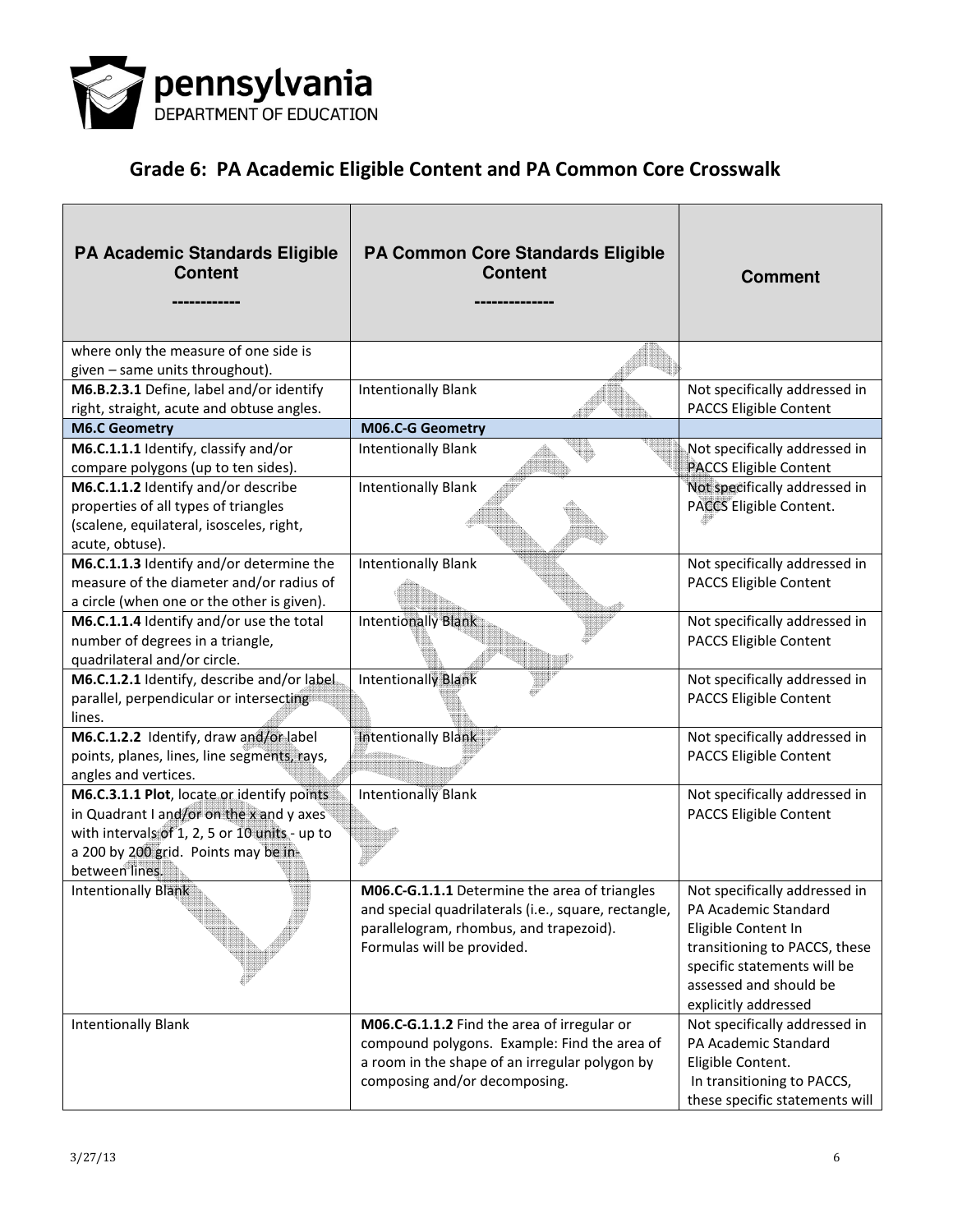## Grade 6: PA Academic Eligible Content and PA Common Core Crosswalk

| PA Academic Standards Eligible Content ----------- | PA Common Core Standards Eligible Content ------------- | Comment |
|---|---|---|
| where only the measure of one side is given – same units throughout). | | |
| **M6.B.2.3.1** Define, label and/or identify right, straight, acute and obtuse angles. | Intentionally Blank | Not specifically addressed in PACCS Eligible Content |
| **M6.C Geometry** | **M06.C-G Geometry** | |
| **M6.C.1.1.1** Identify, classify and/or compare polygons (up to ten sides). | Intentionally Blank | Not specifically addressed in PACCS Eligible Content |
| **M6.C.1.1.2** Identify and/or describe properties of all types of triangles (scalene, equilateral, isosceles, right, acute, obtuse). | Intentionally Blank | Not specifically addressed in PACCS Eligible Content. |
| **M6.C.1.1.3** Identify and/or determine the measure of the diameter and/or radius of a circle (when one or the other is given). | Intentionally Blank | Not specifically addressed in PACCS Eligible Content |
| **M6.C.1.1.4** Identify and/or use the total number of degrees in a triangle, quadrilateral and/or circle. | Intentionally Blank | Not specifically addressed in PACCS Eligible Content |
| **M6.C.1.2.1** Identify, describe and/or label parallel, perpendicular or intersecting lines. | Intentionally Blank | Not specifically addressed in PACCS Eligible Content |
| **M6.C.1.2.2** Identify, draw and/or label points, planes, lines, line segments, rays, angles and vertices. | Intentionally Blank | Not specifically addressed in PACCS Eligible Content |
| **M6.C.3.1.1 Plot**, locate or identify points in Quadrant I and/or on the x and y axes with intervals of 1, 2, 5 or 10 units - up to a 200 by 200 grid. Points may be in-between lines. | Intentionally Blank | Not specifically addressed in PACCS Eligible Content |
| Intentionally Blank | **M06.C-G.1.1.1** Determine the area of triangles and special quadrilaterals (i.e., square, rectangle, parallelogram, rhombus, and trapezoid). Formulas will be provided. | Not specifically addressed in PA Academic Standard Eligible Content In transitioning to PACCS, these specific statements will be assessed and should be explicitly addressed |
| Intentionally Blank | **M06.C-G.1.1.2** Find the area of irregular or compound polygons. Example: Find the area of a room in the shape of an irregular polygon by composing and/or decomposing. | Not specifically addressed in PA Academic Standard Eligible Content. In transitioning to PACCS, these specific statements will |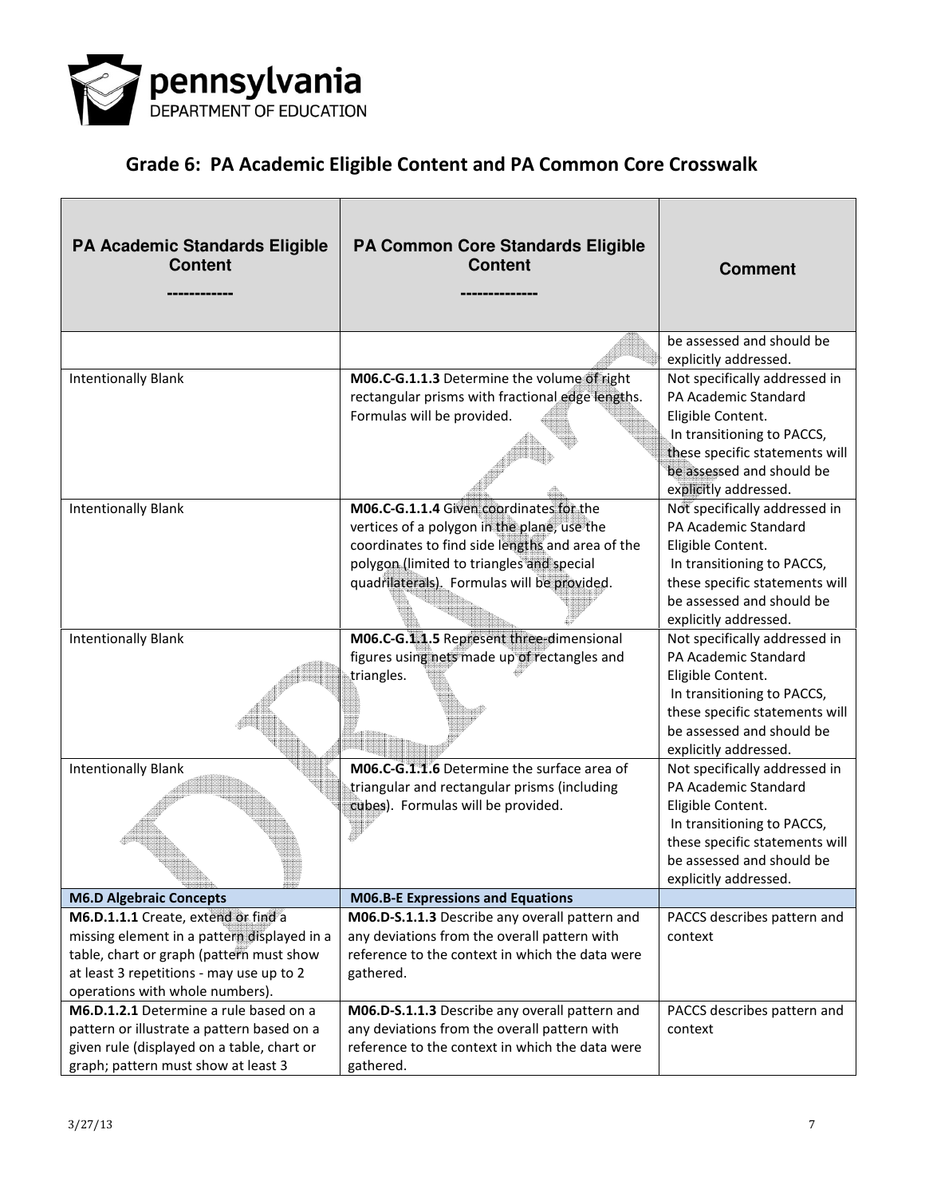## Grade 6: PA Academic Eligible Content and PA Common Core Crosswalk

| PA Academic Standards Eligible Content ----------- | PA Common Core Standards Eligible Content ------------- | Comment |
|---|---|---|
| | | be assessed and should be explicitly addressed. |
| Intentionally Blank | **M06.C-G.1.1.3** Determine the volume of right rectangular prisms with fractional edge lengths. Formulas will be provided. | Not specifically addressed in PA Academic Standard Eligible Content. In transitioning to PACCS, these specific statements will be assessed and should be explicitly addressed. |
| Intentionally Blank | **M06.C-G.1.1.4** Given coordinates for the vertices of a polygon in the plane, use the coordinates to find side lengths and area of the polygon (limited to triangles and special quadrilaterals). Formulas will be provided. | Not specifically addressed in PA Academic Standard Eligible Content. In transitioning to PACCS, these specific statements will be assessed and should be explicitly addressed. |
| Intentionally Blank | **M06.C-G.1.1.5** Represent three-dimensional figures using nets made up of rectangles and triangles. | Not specifically addressed in PA Academic Standard Eligible Content. In transitioning to PACCS, these specific statements will be assessed and should be explicitly addressed. |
| Intentionally Blank | **M06.C-G.1.1.6** Determine the surface area of triangular and rectangular prisms (including cubes). Formulas will be provided. | Not specifically addressed in PA Academic Standard Eligible Content. In transitioning to PACCS, these specific statements will be assessed and should be explicitly addressed. |
| **M6.D Algebraic Concepts** | **M06.B-E Expressions and Equations** | |
| **M6.D.1.1.1** Create, extend or find a missing element in a pattern displayed in a table, chart or graph (pattern must show at least 3 repetitions - may use up to 2 operations with whole numbers). | **M06.D-S.1.1.3** Describe any overall pattern and any deviations from the overall pattern with reference to the context in which the data were gathered. | PACCS describes pattern and context |
| **M6.D.1.2.1** Determine a rule based on a pattern or illustrate a pattern based on a given rule (displayed on a table, chart or graph; pattern must show at least 3 | **M06.D-S.1.1.3** Describe any overall pattern and any deviations from the overall pattern with reference to the context in which the data were gathered. | PACCS describes pattern and context |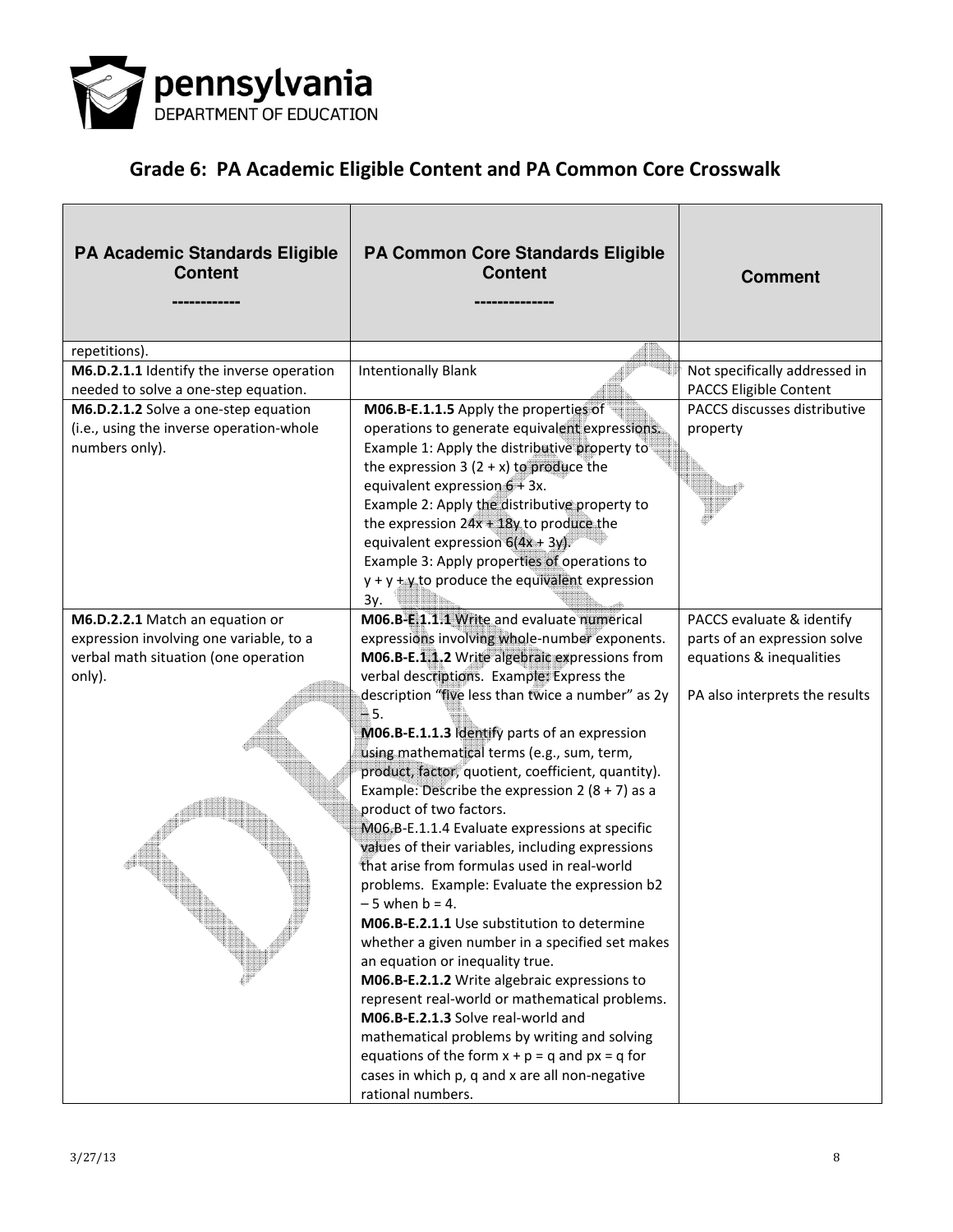## Grade 6: PA Academic Eligible Content and PA Common Core Crosswalk

| PA Academic Standards Eligible Content ----------- | PA Common Core Standards Eligible Content ------------- | Comment |
|---|---|---|
| repetitions). | | |
| **M6.D.2.1.1** Identify the inverse operation needed to solve a one-step equation. | Intentionally Blank | Not specifically addressed in PACCS Eligible Content |
| **M6.D.2.1.2** Solve a one-step equation (i.e., using the inverse operation-whole numbers only). | **M06.B-E.1.1.5** Apply the properties of operations to generate equivalent expressions. Example 1: Apply the distributive property to the expression $3(2 + x)$ to produce the equivalent expression $6 + 3x$. Example 2: Apply the distributive property to the expression $24x + 18y$ to produce the equivalent expression $6(4x + 3y)$. Example 3: Apply properties of operations to $y + y + y$ to produce the equivalent expression $3y$. | PACCS discusses distributive property |
| **M6.D.2.2.1** Match an equation or expression involving one variable, to a verbal math situation (one operation only). | **M06.B-E.1.1.1** Write and evaluate numerical expressions involving whole-number exponents. **M06.B-E.1.1.2** Write algebraic expressions from verbal descriptions. Example: Express the description "five less than twice a number" as $2y – 5$. **M06.B-E.1.1.3** Identify parts of an expression using mathematical terms (e.g., sum, term, product, factor, quotient, coefficient, quantity). Example: Describe the expression $2(8 + 7)$ as a product of two factors. M06.B-E.1.1.4 Evaluate expressions at specific values of their variables, including expressions that arise from formulas used in real-world problems. Example: Evaluate the expression $b^2 – 5$ when $b = 4$. **M06.B-E.2.1.1** Use substitution to determine whether a given number in a specified set makes an equation or inequality true. **M06.B-E.2.1.2** Write algebraic expressions to represent real-world or mathematical problems. **M06.B-E.2.1.3** Solve real-world and mathematical problems by writing and solving equations of the form $x + p = q$ and $px = q$ for cases in which p, q and x are all non-negative rational numbers. | PACCS evaluate & identify parts of an expression solve equations & inequalities<br><br>PA also interprets the results |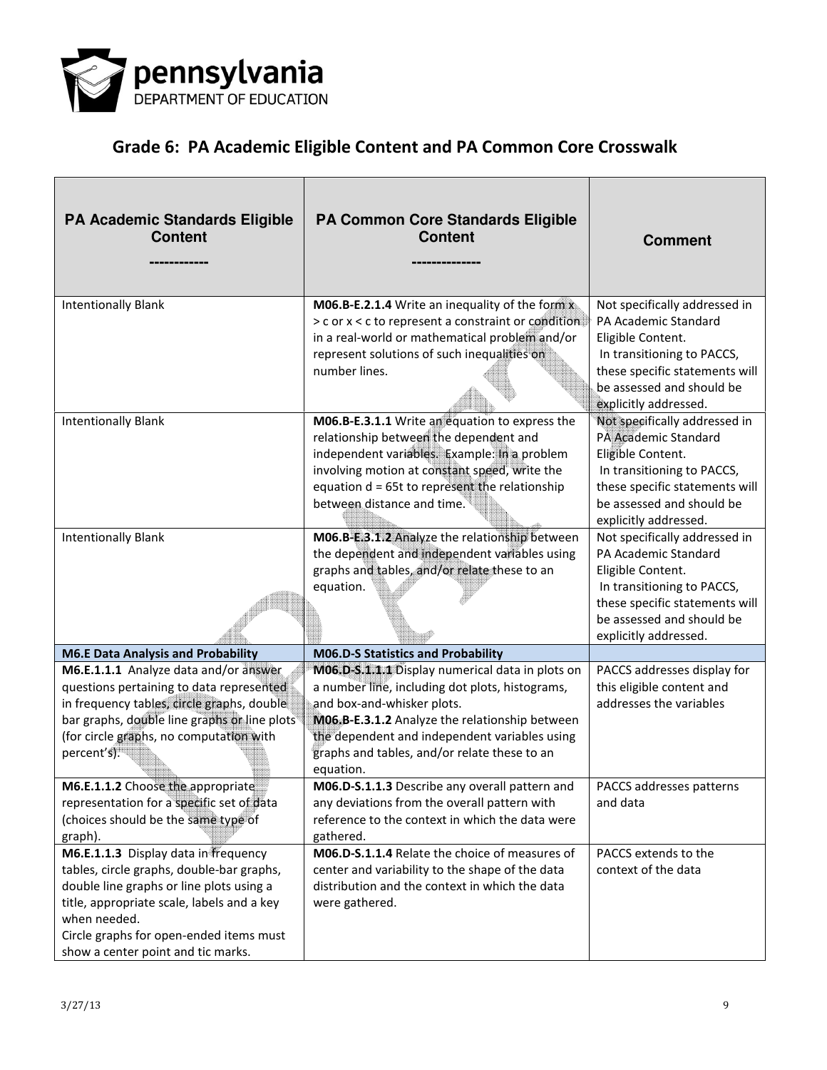## Grade 6: PA Academic Eligible Content and PA Common Core Crosswalk

| PA Academic Standards Eligible Content ----------- | PA Common Core Standards Eligible Content ------------- | Comment |
|---|---|---|
| Intentionally Blank | **M06.B-E.2.1.4** Write an inequality of the form $x > c$ or $x < c$ to represent a constraint or condition in a real-world or mathematical problem and/or represent solutions of such inequalities on number lines. | Not specifically addressed in PA Academic Standard Eligible Content. In transitioning to PACCS, these specific statements will be assessed and should be explicitly addressed. |
| Intentionally Blank | **M06.B-E.3.1.1** Write an equation to express the relationship between the dependent and independent variables. Example: In a problem involving motion at constant speed, write the equation $d = 65t$ to represent the relationship between distance and time. | Not specifically addressed in PA Academic Standard Eligible Content. In transitioning to PACCS, these specific statements will be assessed and should be explicitly addressed. |
| Intentionally Blank | **M06.B-E.3.1.2** Analyze the relationship between the dependent and independent variables using graphs and tables, and/or relate these to an equation. | Not specifically addressed in PA Academic Standard Eligible Content. In transitioning to PACCS, these specific statements will be assessed and should be explicitly addressed. |
| **M6.E Data Analysis and Probability** | **M06.D-S Statistics and Probability** | |
| **M6.E.1.1.1** Analyze data and/or answer questions pertaining to data represented in frequency tables, circle graphs, double bar graphs, double line graphs or line plots (for circle graphs, no computation with percent's). | **M06.D-S.1.1.1** Display numerical data in plots on a number line, including dot plots, histograms, and box-and-whisker plots. **M06.B-E.3.1.2** Analyze the relationship between the dependent and independent variables using graphs and tables, and/or relate these to an equation. | PACCS addresses display for this eligible content and addresses the variables |
| **M6.E.1.1.2** Choose the appropriate representation for a specific set of data (choices should be the same type of graph). | **M06.D-S.1.1.3** Describe any overall pattern and any deviations from the overall pattern with reference to the context in which the data were gathered. | PACCS addresses patterns and data |
| **M6.E.1.1.3** Display data in frequency tables, circle graphs, double-bar graphs, double line graphs or line plots using a title, appropriate scale, labels and a key when needed. Circle graphs for open-ended items must show a center point and tic marks. | **M06.D-S.1.1.4** Relate the choice of measures of center and variability to the shape of the data distribution and the context in which the data were gathered. | PACCS extends to the context of the data |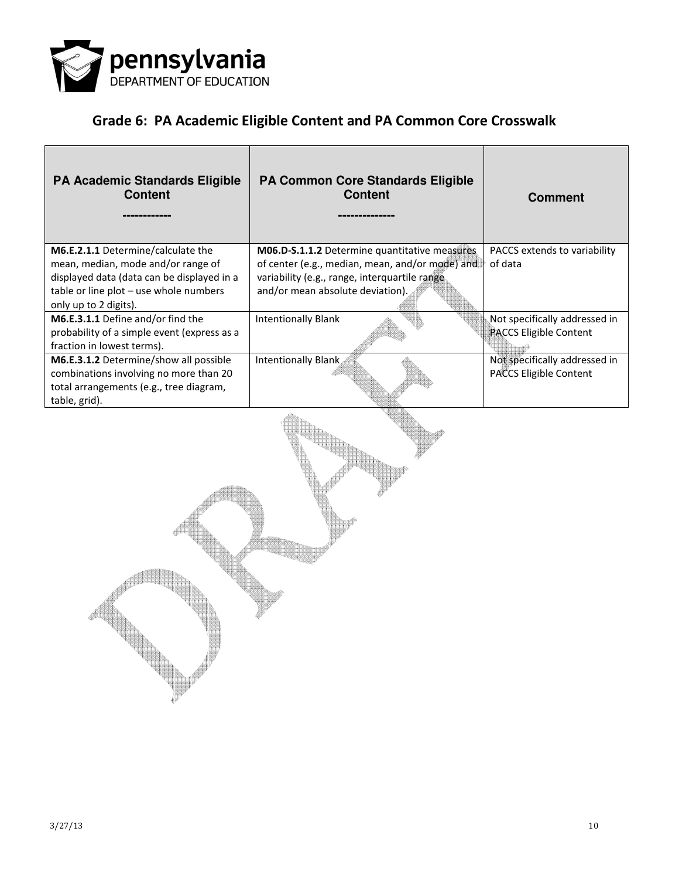## Grade 6: PA Academic Eligible Content and PA Common Core Crosswalk

| PA Academic Standards Eligible Content ----------- | PA Common Core Standards Eligible Content ------------- | Comment |
|---|---|---|
| **M6.E.2.1.1** Determine/calculate the mean, median, mode and/or range of displayed data (data can be displayed in a table or line plot – use whole numbers only up to 2 digits). | **M06.D-S.1.1.2** Determine quantitative measures of center (e.g., median, mean, and/or mode) and variability (e.g., range, interquartile range and/or mean absolute deviation). | PACCS extends to variability of data |
| **M6.E.3.1.1** Define and/or find the probability of a simple event (express as a fraction in lowest terms). | Intentionally Blank | Not specifically addressed in PACCS Eligible Content |
| **M6.E.3.1.2** Determine/show all possible combinations involving no more than 20 total arrangements (e.g., tree diagram, table, grid). | Intentionally Blank | Not specifically addressed in PACCS Eligible Content |

3/27/13